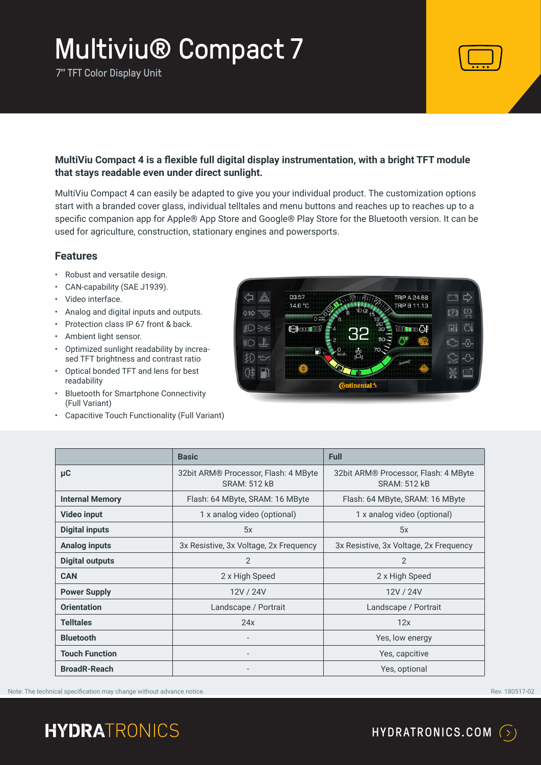# Multiviu® Compact 7

7" TFT Color Display Unit

**MultiViu Compact 4 is a flexible full digital display instrumentation, with a bright TFT module that stays readable even under direct sunlight.**

MultiViu Compact 4 can easily be adapted to give you your individual product. The customization options start with a branded cover glass, individual telltales and menu buttons and reaches up to reaches up to a specific companion app for Apple® App Store and Google® Play Store for the Bluetooth version. It can be used for agriculture, construction, stationary engines and powersports.

## Features

- Robust and versatile design.
- CAN-capability (SAE J1939).
- Video interface.
- Analog and digital inputs and outputs.
- Protection class IP 67 front & back.
- Ambient light sensor.
- Optimized sunlight readability by increased TFT brightness and contrast ratio
- Optical bonded TFT and lens for best readability
- Bluetooth for Smartphone Connectivity (Full Variant)
- Capacitive Touch Functionality (Full Variant)

| | Basic | Full |
|---|---|---|
| **µC** | 32bit ARM® Processor, Flash: 4 MByte SRAM: 512 kB | 32bit ARM® Processor, Flash: 4 MByte SRAM: 512 kB |
| **Internal Memory** | Flash: 64 MByte, SRAM: 16 MByte | Flash: 64 MByte, SRAM: 16 MByte |
| **Video input** | 1 x analog video (optional) | 1 x analog video (optional) |
| **Digital inputs** | 5x | 5x |
| **Analog inputs** | 3x Resistive, 3x Voltage, 2x Frequency | 3x Resistive, 3x Voltage, 2x Frequency |
| **Digital outputs** | 2 | 2 |
| **CAN** | 2 x High Speed | 2 x High Speed |
| **Power Supply** | 12V / 24V | 12V / 24V |
| **Orientation** | Landscape / Portrait | Landscape / Portrait |
| **Telltales** | 24x | 12x |
| **Bluetooth** | - | Yes, low energy |
| **Touch Function** | - | Yes, capcitive |
| **BroadR-Reach** | - | Yes, optional |

Note: The technical specification may change without advance notice.

Rev. 180517-02

HYDRATRONICS

HYDRATRONICS.COM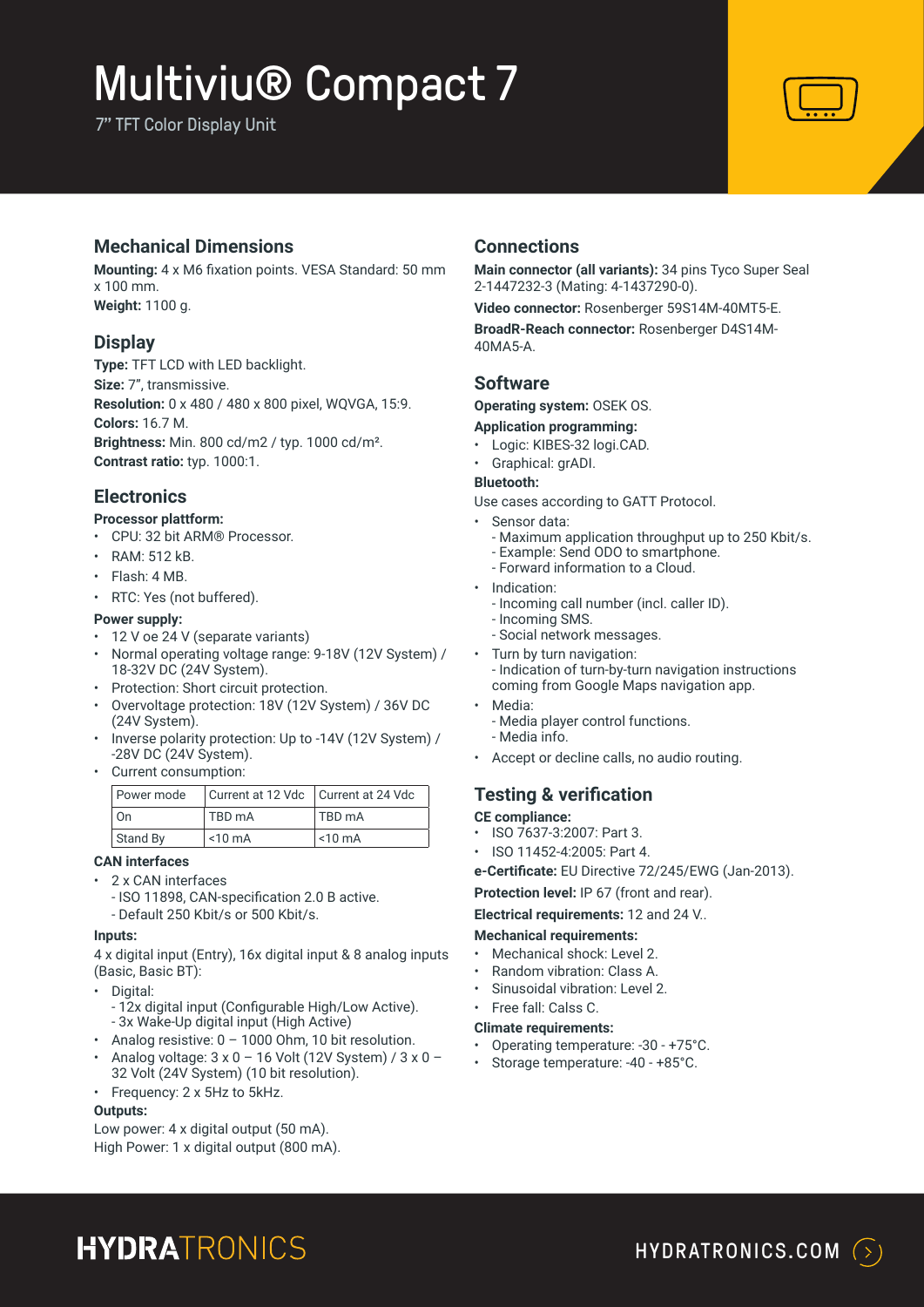# Multiviu® Compact 7

7" TFT Color Display Unit

## Mechanical Dimensions

**Mounting:** 4 x M6 fixation points. VESA Standard: 50 mm x 100 mm.

**Weight:** 1100 g.

## Display

**Type:** TFT LCD with LED backlight.

**Size:** 7", transmissive.

**Resolution:** 0 x 480 / 480 x 800 pixel, WQVGA, 15:9.

**Colors:** 16.7 M.

**Brightness:** Min. 800 cd/m2 / typ. 1000 cd/m².

**Contrast ratio:** typ. 1000:1.

## Electronics

**Processor plattform:**

- CPU: 32 bit ARM® Processor.
- RAM: 512 kB.
- Flash: 4 MB.
- RTC: Yes (not buffered).

**Power supply:**

- 12 V oe 24 V (separate variants)
- Normal operating voltage range: 9-18V (12V System) / 18-32V DC (24V System).
- Protection: Short circuit protection.
- Overvoltage protection: 18V (12V System) / 36V DC (24V System).
- Inverse polarity protection: Up to -14V (12V System) / -28V DC (24V System).
- Current consumption:

| Power mode | Current at 12 Vdc | Current at 24 Vdc |
|---|---|---|
| On | TBD mA | TBD mA |
| Stand By | <10 mA | <10 mA |

**CAN interfaces**

- 2 x CAN interfaces
  - ISO 11898, CAN-specification 2.0 B active.
  - Default 250 Kbit/s or 500 Kbit/s.

**Inputs:**

4 x digital input (Entry), 16x digital input & 8 analog inputs (Basic, Basic BT):

- Digital:
  - 12x digital input (Configurable High/Low Active).
  - 3x Wake-Up digital input (High Active)
- Analog resistive: 0 – 1000 Ohm, 10 bit resolution.
- Analog voltage: 3 x 0 – 16 Volt (12V System) / 3 x 0 – 32 Volt (24V System) (10 bit resolution).
- Frequency: 2 x 5Hz to 5kHz.

**Outputs:**

Low power: 4 x digital output (50 mA).

High Power: 1 x digital output (800 mA).

## Connections

**Main connector (all variants):** 34 pins Tyco Super Seal 2-1447232-3 (Mating: 4-1437290-0).

**Video connector:** Rosenberger 59S14M-40MT5-E.

**BroadR-Reach connector:** Rosenberger D4S14M-40MA5-A.

## Software

**Operating system:** OSEK OS.

**Application programming:**

- Logic: KIBES-32 logi.CAD.
- Graphical: grADI.

**Bluetooth:**

Use cases according to GATT Protocol.

- Sensor data:
  - Maximum application throughput up to 250 Kbit/s.
  - Example: Send ODO to smartphone.
  - Forward information to a Cloud.
- Indication:
  - Incoming call number (incl. caller ID).
  - Incoming SMS.
  - Social network messages.
- Turn by turn navigation:
  - Indication of turn-by-turn navigation instructions coming from Google Maps navigation app.
- Media:
  - Media player control functions.
  - Media info.
- Accept or decline calls, no audio routing.

## Testing & verification

**CE compliance:**

- ISO 7637-3:2007: Part 3.
- ISO 11452-4:2005: Part 4.

**e-Certificate:** EU Directive 72/245/EWG (Jan-2013).

**Protection level:** IP 67 (front and rear).

**Electrical requirements:** 12 and 24 V..

**Mechanical requirements:**

- Mechanical shock: Level 2.
- Random vibration: Class A.
- Sinusoidal vibration: Level 2.
- Free fall: Calss C.

**Climate requirements:**

- Operating temperature: -30 - +75°C.
- Storage temperature: -40 - +85°C.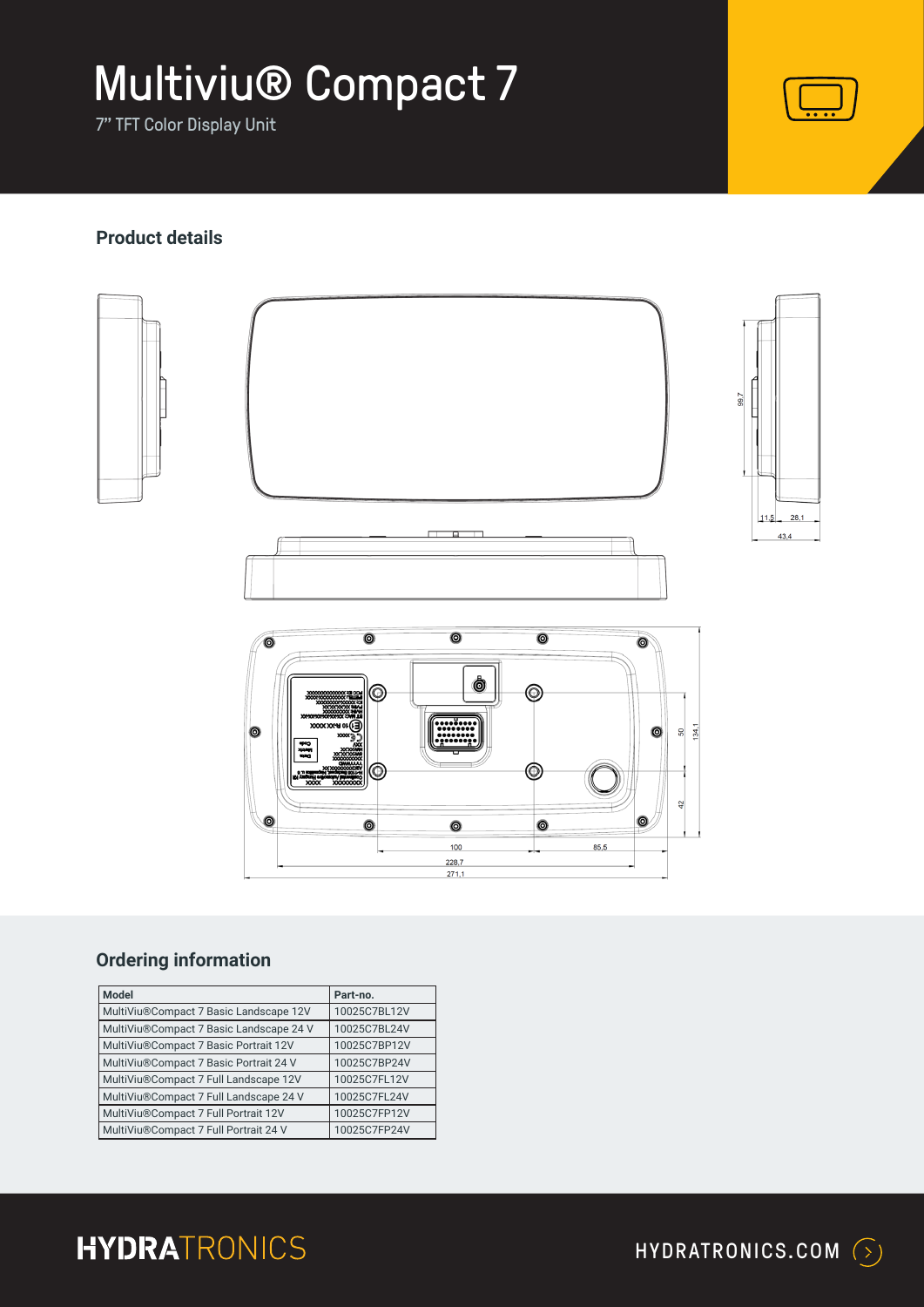# Multiviu® Compact 7

7" TFT Color Display Unit

## Product details

## Ordering information

| Model | Part-no. |
|---|---|
| MultiViu®Compact 7 Basic Landscape 12V | 10025C7BL12V |
| MultiViu®Compact 7 Basic Landscape 24 V | 10025C7BL24V |
| MultiViu®Compact 7 Basic Portrait 12V | 10025C7BP12V |
| MultiViu®Compact 7 Basic Portrait 24 V | 10025C7BP24V |
| MultiViu®Compact 7 Full Landscape 12V | 10025C7FL12V |
| MultiViu®Compact 7 Full Landscape 24 V | 10025C7FL24V |
| MultiViu®Compact 7 Full Portrait 12V | 10025C7FP12V |
| MultiViu®Compact 7 Full Portrait 24 V | 10025C7FP24V |

HYDRATRONICS

HYDRATRONICS.COM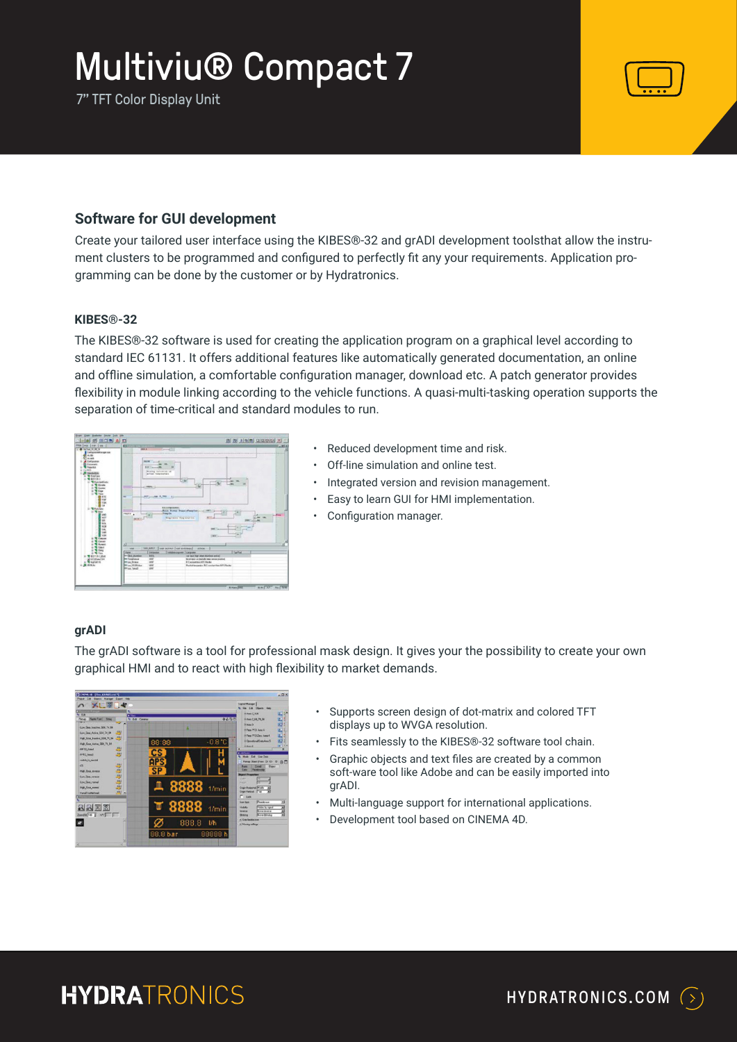# Multiviu® Compact 7

7" TFT Color Display Unit

## Software for GUI development

Create your tailored user interface using the KIBES®-32 and grADI development toolsthat allow the instrument clusters to be programmed and configured to perfectly fit any your requirements. Application programming can be done by the customer or by Hydratronics.

### KIBES®-32

The KIBES®-32 software is used for creating the application program on a graphical level according to standard IEC 61131. It offers additional features like automatically generated documentation, an online and offline simulation, a comfortable configuration manager, download etc. A patch generator provides flexibility in module linking according to the vehicle functions. A quasi-multi-tasking operation supports the separation of time-critical and standard modules to run.

- Reduced development time and risk.
- Off-line simulation and online test.
- Integrated version and revision management.
- Easy to learn GUI for HMI implementation.
- Configuration manager.

### grADI

The grADI software is a tool for professional mask design. It gives your the possibility to create your own graphical HMI and to react with high flexibility to market demands.

- Supports screen design of dot-matrix and colored TFT displays up to WVGA resolution.
- Fits seamlessly to the KIBES®-32 software tool chain.
- Graphic objects and text files are created by a common soft-ware tool like Adobe and can be easily imported into grADI.
- Multi-language support for international applications.
- Development tool based on CINEMA 4D.

HYDRATRONICS

HYDRATRONICS.COM